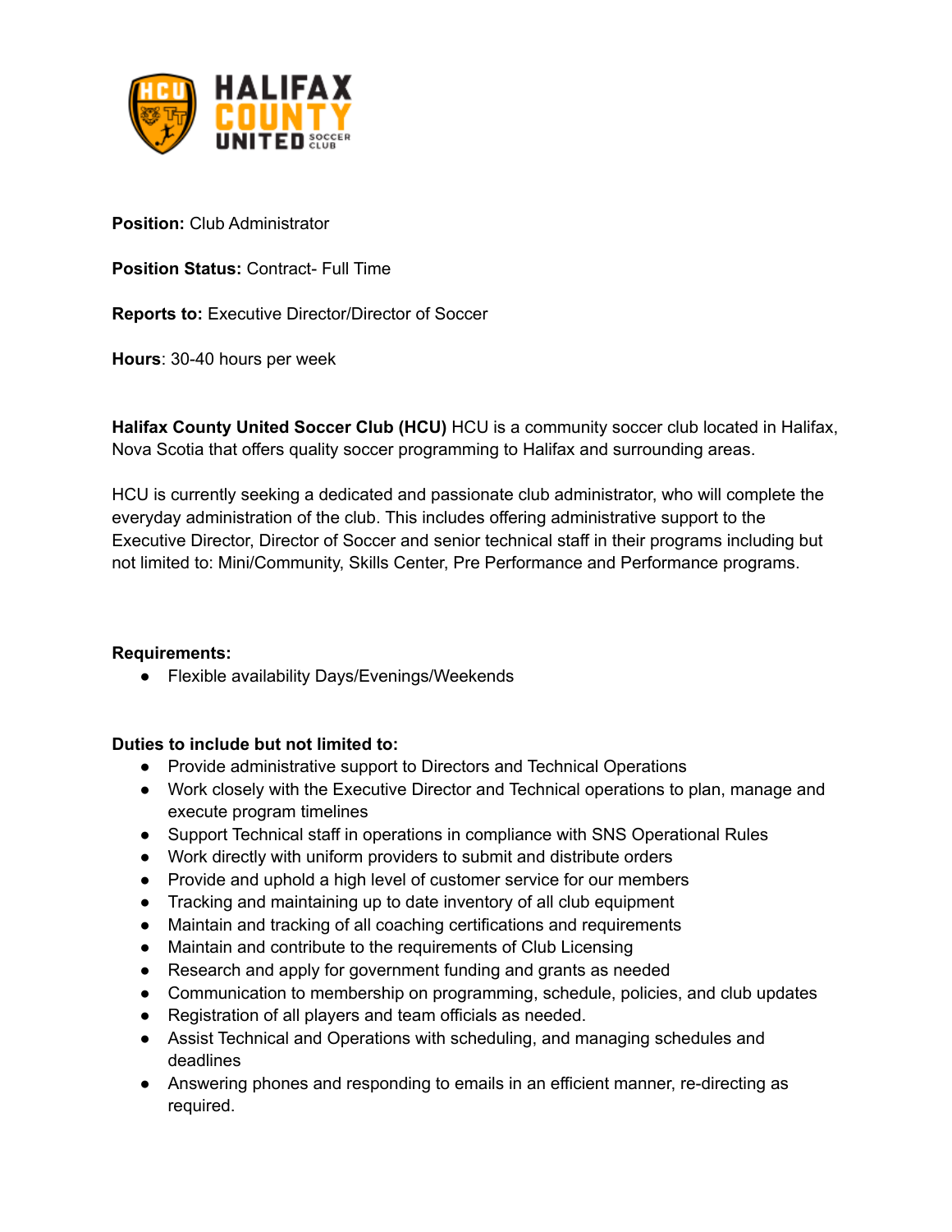**Position:** Club Administrator

**Position Status:** Contract- Full Time

**Reports to:** Executive Director/Director of Soccer

**Hours**: 30-40 hours per week

**Halifax County United Soccer Club (HCU)** HCU is a community soccer club located in Halifax, Nova Scotia that offers quality soccer programming to Halifax and surrounding areas.

HCU is currently seeking a dedicated and passionate club administrator, who will complete the everyday administration of the club. This includes offering administrative support to the Executive Director, Director of Soccer and senior technical staff in their programs including but not limited to: Mini/Community, Skills Center, Pre Performance and Performance programs.

**Requirements:**

- Flexible availability Days/Evenings/Weekends

**Duties to include but not limited to:**

- Provide administrative support to Directors and Technical Operations
- Work closely with the Executive Director and Technical operations to plan, manage and execute program timelines
- Support Technical staff in operations in compliance with SNS Operational Rules
- Work directly with uniform providers to submit and distribute orders
- Provide and uphold a high level of customer service for our members
- Tracking and maintaining up to date inventory of all club equipment
- Maintain and tracking of all coaching certifications and requirements
- Maintain and contribute to the requirements of Club Licensing
- Research and apply for government funding and grants as needed
- Communication to membership on programming, schedule, policies, and club updates
- Registration of all players and team officials as needed.
- Assist Technical and Operations with scheduling, and managing schedules and deadlines
- Answering phones and responding to emails in an efficient manner, re-directing as required.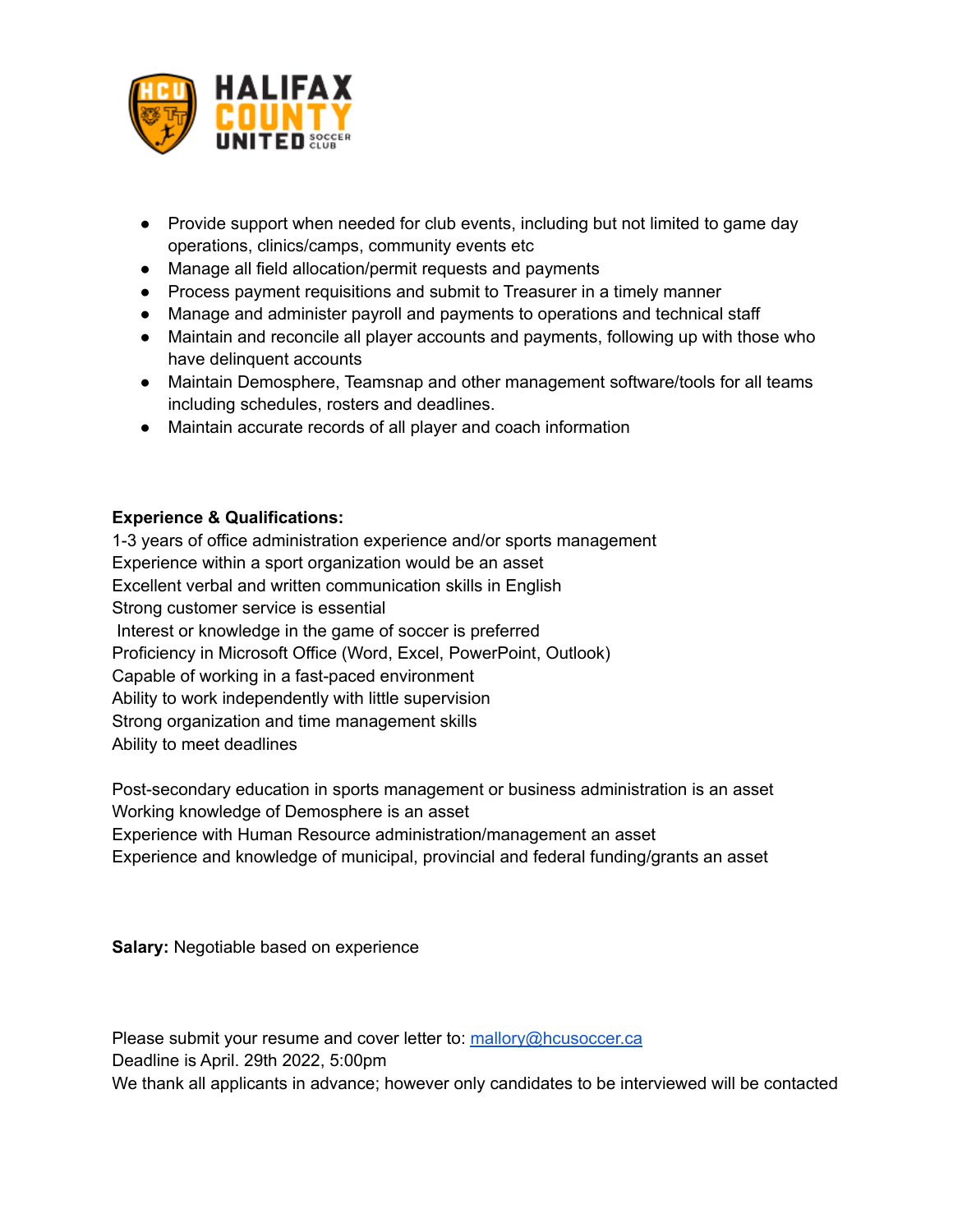- Provide support when needed for club events, including but not limited to game day operations, clinics/camps, community events etc
- Manage all field allocation/permit requests and payments
- Process payment requisitions and submit to Treasurer in a timely manner
- Manage and administer payroll and payments to operations and technical staff
- Maintain and reconcile all player accounts and payments, following up with those who have delinquent accounts
- Maintain Demosphere, Teamsnap and other management software/tools for all teams including schedules, rosters and deadlines.
- Maintain accurate records of all player and coach information

**Experience & Qualifications:**

1-3 years of office administration experience and/or sports management
Experience within a sport organization would be an asset
Excellent verbal and written communication skills in English
Strong customer service is essential
Interest or knowledge in the game of soccer is preferred
Proficiency in Microsoft Office (Word, Excel, PowerPoint, Outlook)
Capable of working in a fast-paced environment
Ability to work independently with little supervision
Strong organization and time management skills
Ability to meet deadlines

Post-secondary education in sports management or business administration is an asset
Working knowledge of Demosphere is an asset
Experience with Human Resource administration/management an asset
Experience and knowledge of municipal, provincial and federal funding/grants an asset

**Salary:** Negotiable based on experience

Please submit your resume and cover letter to: mallory@hcusoccer.ca
Deadline is April. 29th 2022, 5:00pm
We thank all applicants in advance; however only candidates to be interviewed will be contacted